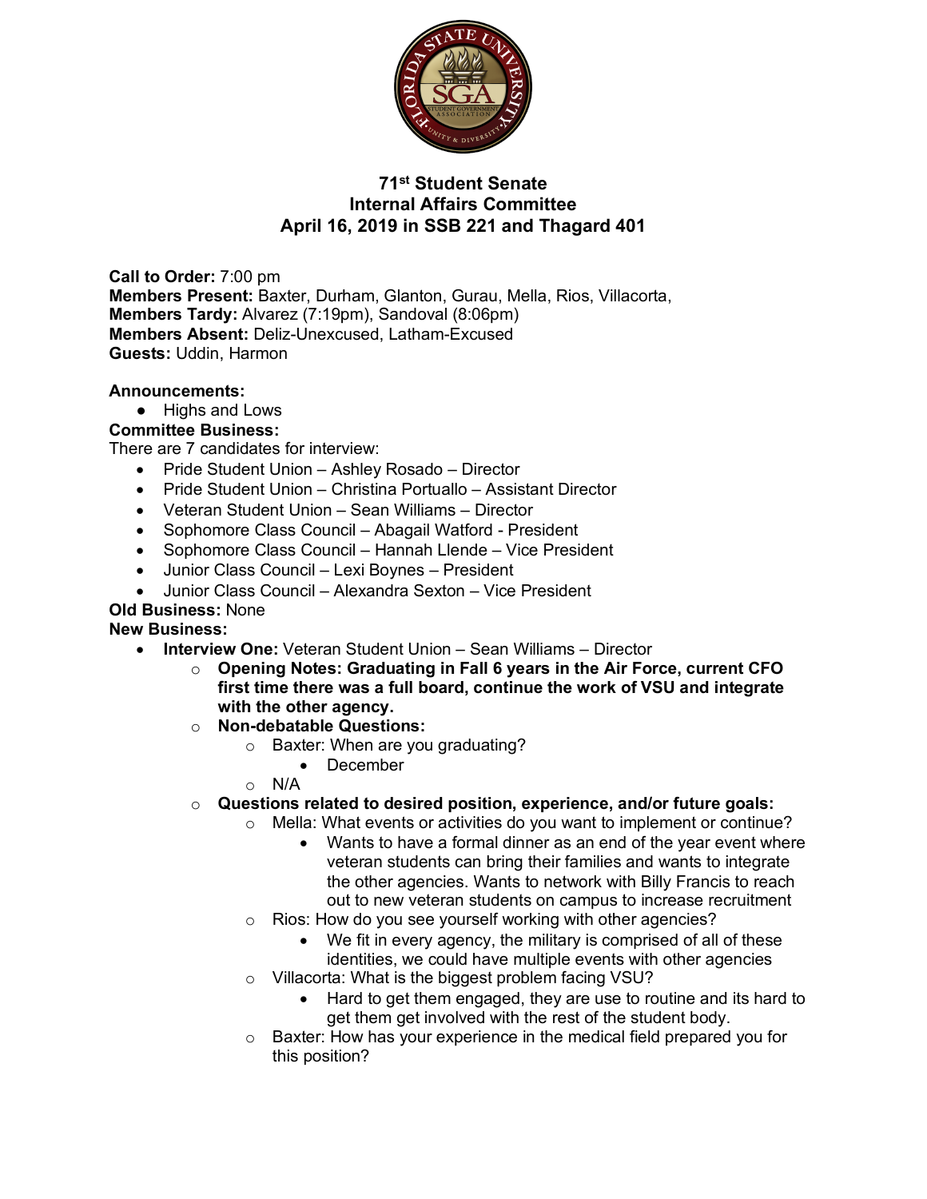# 71st Student Senate
## Internal Affairs Committee
## April 16, 2019 in SSB 221 and Thagard 401

**Call to Order:** 7:00 pm
**Members Present:** Baxter, Durham, Glanton, Gurau, Mella, Rios, Villacorta,
**Members Tardy:** Alvarez (7:19pm), Sandoval (8:06pm)
**Members Absent:** Deliz-Unexcused, Latham-Excused
**Guests:** Uddin, Harmon

**Announcements:**

- Highs and Lows

**Committee Business:**
There are 7 candidates for interview:

- Pride Student Union – Ashley Rosado – Director
- Pride Student Union – Christina Portuallo – Assistant Director
- Veteran Student Union – Sean Williams – Director
- Sophomore Class Council – Abagail Watford - President
- Sophomore Class Council – Hannah Llende – Vice President
- Junior Class Council – Lexi Boynes – President
- Junior Class Council – Alexandra Sexton – Vice President

**Old Business:** None
**New Business:**

- **Interview One:** Veteran Student Union – Sean Williams – Director
  - **Opening Notes: Graduating in Fall 6 years in the Air Force, current CFO first time there was a full board, continue the work of VSU and integrate with the other agency.**
  - **Non-debatable Questions:**
    - Baxter: When are you graduating?
      - December
    - N/A
  - **Questions related to desired position, experience, and/or future goals:**
    - Mella: What events or activities do you want to implement or continue?
      - Wants to have a formal dinner as an end of the year event where veteran students can bring their families and wants to integrate the other agencies. Wants to network with Billy Francis to reach out to new veteran students on campus to increase recruitment
    - Rios: How do you see yourself working with other agencies?
      - We fit in every agency, the military is comprised of all of these identities, we could have multiple events with other agencies
    - Villacorta: What is the biggest problem facing VSU?
      - Hard to get them engaged, they are use to routine and its hard to get them get involved with the rest of the student body.
    - Baxter: How has your experience in the medical field prepared you for this position?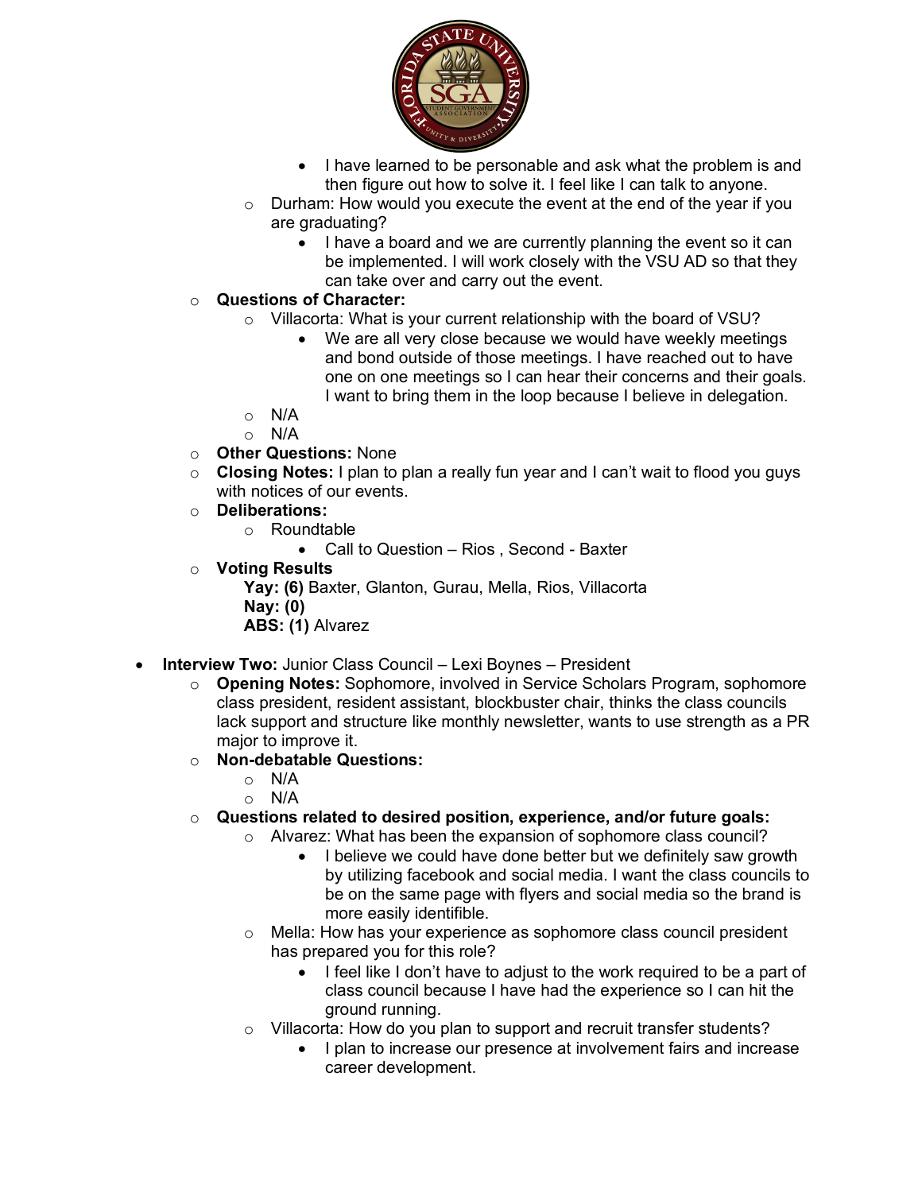- I have learned to be personable and ask what the problem is and then figure out how to solve it. I feel like I can talk to anyone.
    - Durham: How would you execute the event at the end of the year if you are graduating?
      - I have a board and we are currently planning the event so it can be implemented. I will work closely with the VSU AD so that they can take over and carry out the event.
  - **Questions of Character:**
    - Villacorta: What is your current relationship with the board of VSU?
      - We are all very close because we would have weekly meetings and bond outside of those meetings. I have reached out to have one on one meetings so I can hear their concerns and their goals. I want to bring them in the loop because I believe in delegation.
    - N/A
    - N/A
  - **Other Questions:** None
  - **Closing Notes:** I plan to plan a really fun year and I can't wait to flood you guys with notices of our events.
  - **Deliberations:**
    - Roundtable
      - Call to Question – Rios , Second - Baxter
  - **Voting Results**

    **Yay: (6)** Baxter, Glanton, Gurau, Mella, Rios, Villacorta

    **Nay: (0)**

    **ABS: (1)** Alvarez

- **Interview Two:** Junior Class Council – Lexi Boynes – President
  - **Opening Notes:** Sophomore, involved in Service Scholars Program, sophomore class president, resident assistant, blockbuster chair, thinks the class councils lack support and structure like monthly newsletter, wants to use strength as a PR major to improve it.
  - **Non-debatable Questions:**
    - N/A
    - N/A
  - **Questions related to desired position, experience, and/or future goals:**
    - Alvarez: What has been the expansion of sophomore class council?
      - I believe we could have done better but we definitely saw growth by utilizing facebook and social media. I want the class councils to be on the same page with flyers and social media so the brand is more easily identifible.
    - Mella: How has your experience as sophomore class council president has prepared you for this role?
      - I feel like I don't have to adjust to the work required to be a part of class council because I have had the experience so I can hit the ground running.
    - Villacorta: How do you plan to support and recruit transfer students?
      - I plan to increase our presence at involvement fairs and increase career development.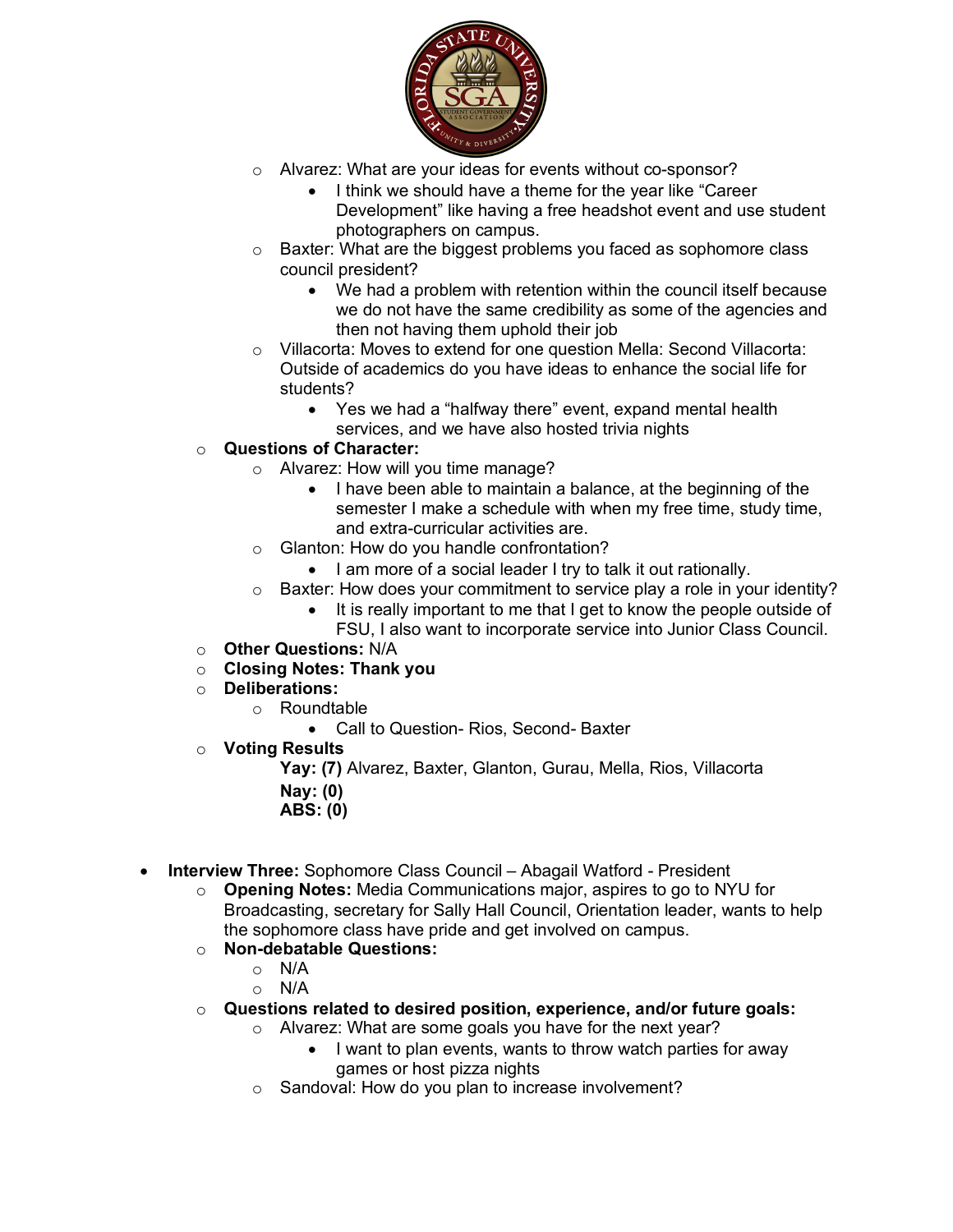- Alvarez: What are your ideas for events without co-sponsor?
  - I think we should have a theme for the year like "Career Development" like having a free headshot event and use student photographers on campus.
- Baxter: What are the biggest problems you faced as sophomore class council president?
  - We had a problem with retention within the council itself because we do not have the same credibility as some of the agencies and then not having them uphold their job
- Villacorta: Moves to extend for one question Mella: Second Villacorta: Outside of academics do you have ideas to enhance the social life for students?
  - Yes we had a "halfway there" event, expand mental health services, and we have also hosted trivia nights

- **Questions of Character:**
  - Alvarez: How will you time manage?
    - I have been able to maintain a balance, at the beginning of the semester I make a schedule with when my free time, study time, and extra-curricular activities are.
  - Glanton: How do you handle confrontation?
    - I am more of a social leader I try to talk it out rationally.
  - Baxter: How does your commitment to service play a role in your identity?
    - It is really important to me that I get to know the people outside of FSU, I also want to incorporate service into Junior Class Council.
- **Other Questions:** N/A
- **Closing Notes: Thank you**
- **Deliberations:**
  - Roundtable
    - Call to Question- Rios, Second- Baxter
- **Voting Results**

  **Yay: (7)** Alvarez, Baxter, Glanton, Gurau, Mella, Rios, Villacorta

  **Nay: (0)**

  **ABS: (0)**

- **Interview Three:** Sophomore Class Council – Abagail Watford - President
  - **Opening Notes:** Media Communications major, aspires to go to NYU for Broadcasting, secretary for Sally Hall Council, Orientation leader, wants to help the sophomore class have pride and get involved on campus.
  - **Non-debatable Questions:**
    - N/A
    - N/A
  - **Questions related to desired position, experience, and/or future goals:**
    - Alvarez: What are some goals you have for the next year?
      - I want to plan events, wants to throw watch parties for away games or host pizza nights
    - Sandoval: How do you plan to increase involvement?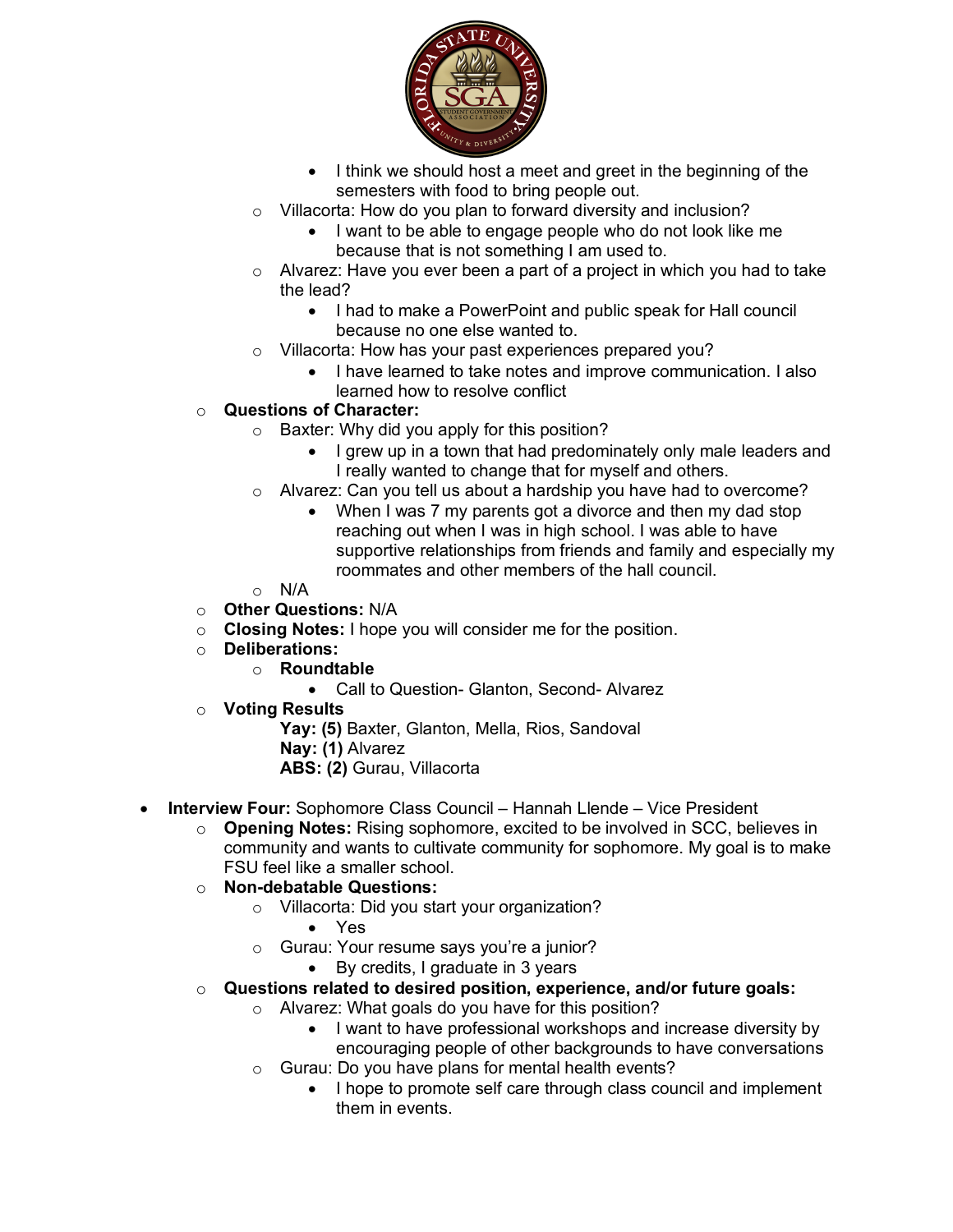- I think we should host a meet and greet in the beginning of the semesters with food to bring people out.
    - Villacorta: How do you plan to forward diversity and inclusion?
      - I want to be able to engage people who do not look like me because that is not something I am used to.
    - Alvarez: Have you ever been a part of a project in which you had to take the lead?
      - I had to make a PowerPoint and public speak for Hall council because no one else wanted to.
    - Villacorta: How has your past experiences prepared you?
      - I have learned to take notes and improve communication. I also learned how to resolve conflict
  - **Questions of Character:**
    - Baxter: Why did you apply for this position?
      - I grew up in a town that had predominately only male leaders and I really wanted to change that for myself and others.
    - Alvarez: Can you tell us about a hardship you have had to overcome?
      - When I was 7 my parents got a divorce and then my dad stop reaching out when I was in high school. I was able to have supportive relationships from friends and family and especially my roommates and other members of the hall council.
    - N/A
  - **Other Questions:** N/A
  - **Closing Notes:** I hope you will consider me for the position.
  - **Deliberations:**
    - **Roundtable**
      - Call to Question- Glanton, Second- Alvarez
  - **Voting Results**

    **Yay: (5)** Baxter, Glanton, Mella, Rios, Sandoval
    **Nay: (1)** Alvarez
    **ABS: (2)** Gurau, Villacorta

- **Interview Four:** Sophomore Class Council – Hannah Llende – Vice President
  - **Opening Notes:** Rising sophomore, excited to be involved in SCC, believes in community and wants to cultivate community for sophomore. My goal is to make FSU feel like a smaller school.
  - **Non-debatable Questions:**
    - Villacorta: Did you start your organization?
      - Yes
    - Gurau: Your resume says you're a junior?
      - By credits, I graduate in 3 years
  - **Questions related to desired position, experience, and/or future goals:**
    - Alvarez: What goals do you have for this position?
      - I want to have professional workshops and increase diversity by encouraging people of other backgrounds to have conversations
    - Gurau: Do you have plans for mental health events?
      - I hope to promote self care through class council and implement them in events.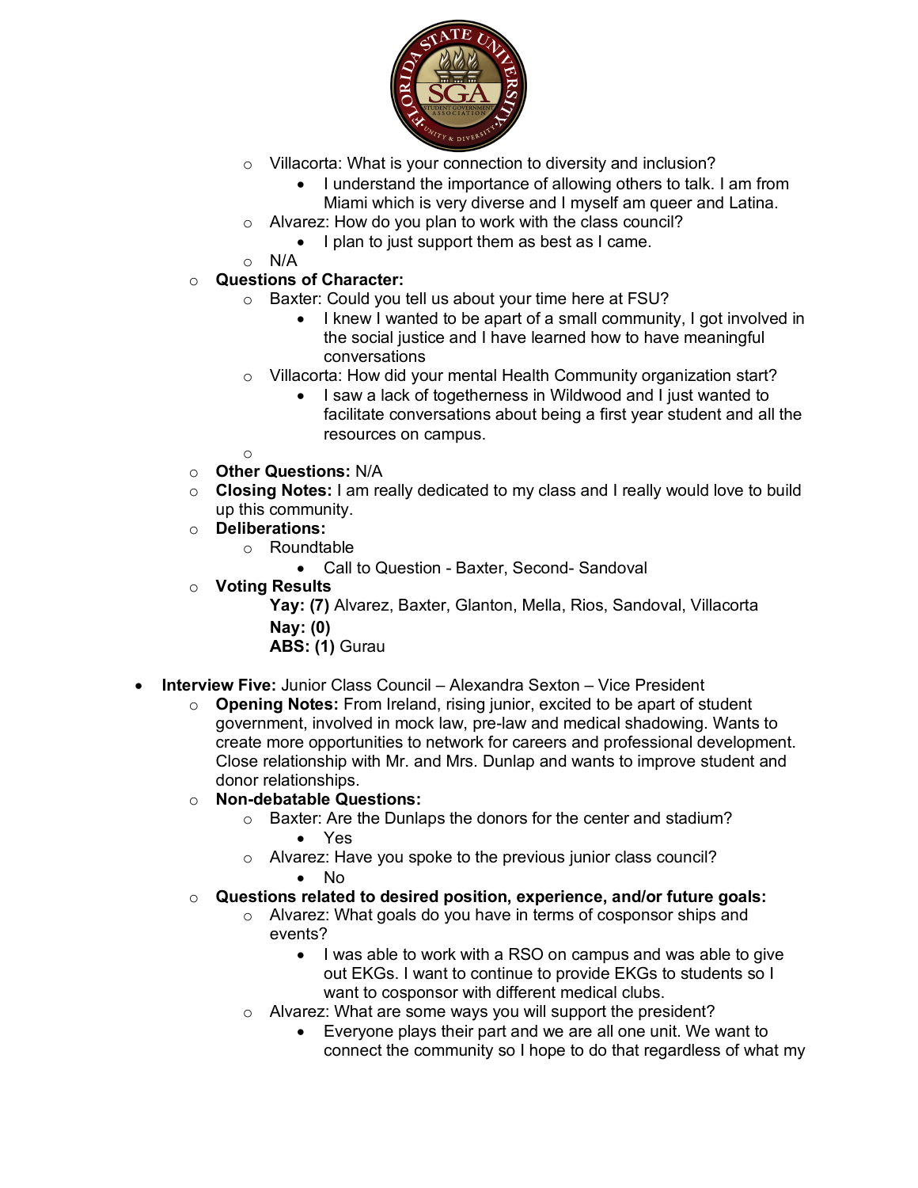- Villacorta: What is your connection to diversity and inclusion?
  - I understand the importance of allowing others to talk. I am from Miami which is very diverse and I myself am queer and Latina.
- Alvarez: How do you plan to work with the class council?
  - I plan to just support them as best as I came.
- N/A

- **Questions of Character:**
  - Baxter: Could you tell us about your time here at FSU?
    - I knew I wanted to be apart of a small community, I got involved in the social justice and I have learned how to have meaningful conversations
  - Villacorta: How did your mental Health Community organization start?
    - I saw a lack of togetherness in Wildwood and I just wanted to facilitate conversations about being a first year student and all the resources on campus.
- **Other Questions:** N/A
- **Closing Notes:** I am really dedicated to my class and I really would love to build up this community.
- **Deliberations:**
  - Roundtable
    - Call to Question - Baxter, Second- Sandoval
- **Voting Results**

  **Yay: (7)** Alvarez, Baxter, Glanton, Mella, Rios, Sandoval, Villacorta

  **Nay: (0)**

  **ABS: (1)** Gurau

- **Interview Five:** Junior Class Council – Alexandra Sexton – Vice President
  - **Opening Notes:** From Ireland, rising junior, excited to be apart of student government, involved in mock law, pre-law and medical shadowing. Wants to create more opportunities to network for careers and professional development. Close relationship with Mr. and Mrs. Dunlap and wants to improve student and donor relationships.
  - **Non-debatable Questions:**
    - Baxter: Are the Dunlaps the donors for the center and stadium?
      - Yes
    - Alvarez: Have you spoke to the previous junior class council?
      - No
  - **Questions related to desired position, experience, and/or future goals:**
    - Alvarez: What goals do you have in terms of cosponsor ships and events?
      - I was able to work with a RSO on campus and was able to give out EKGs. I want to continue to provide EKGs to students so I want to cosponsor with different medical clubs.
    - Alvarez: What are some ways you will support the president?
      - Everyone plays their part and we are all one unit. We want to connect the community so I hope to do that regardless of what my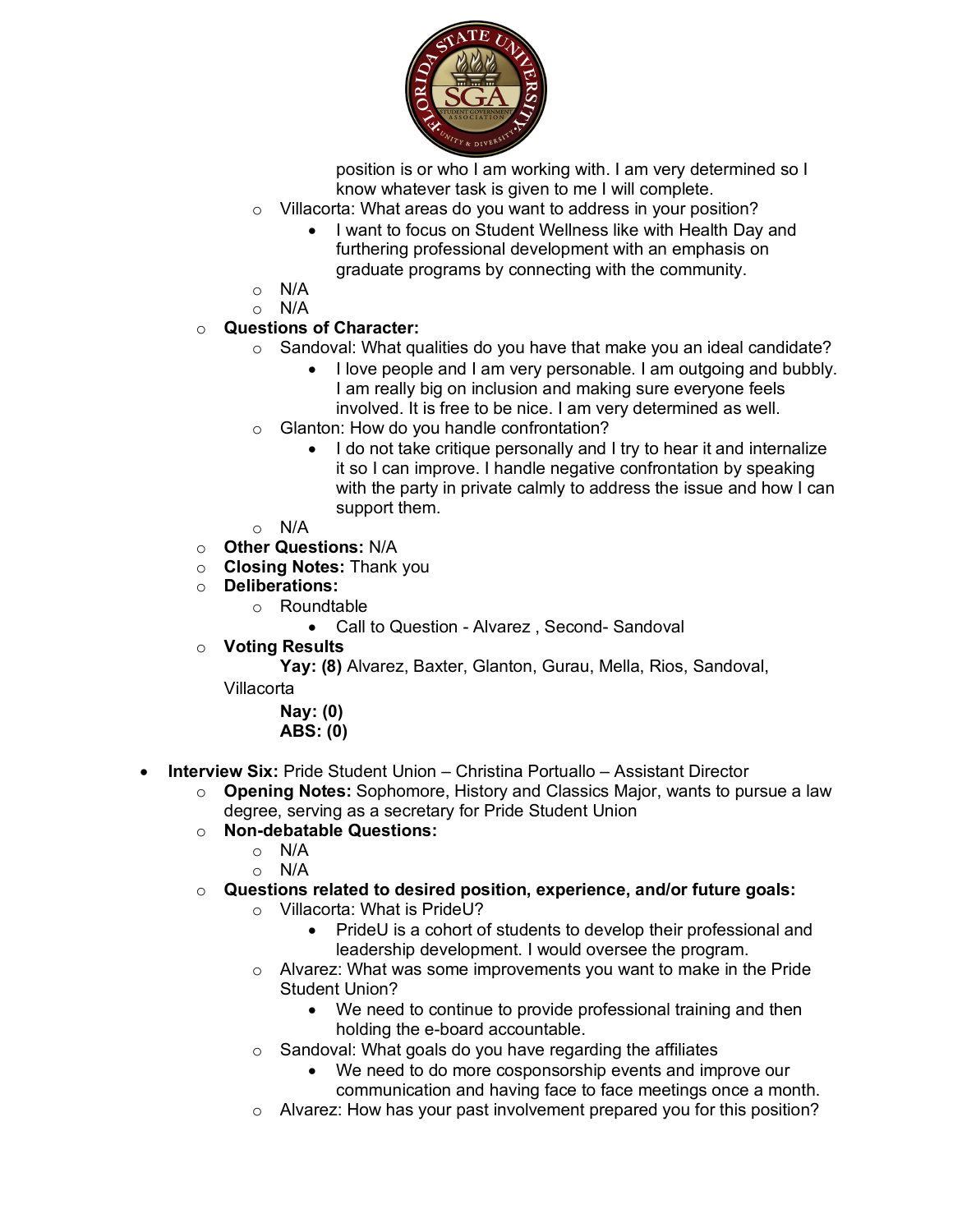position is or who I am working with. I am very determined so I know whatever task is given to me I will complete.

- Villacorta: What areas do you want to address in your position?
  - I want to focus on Student Wellness like with Health Day and furthering professional development with an emphasis on graduate programs by connecting with the community.
- N/A
- N/A

- **Questions of Character:**
  - Sandoval: What qualities do you have that make you an ideal candidate?
    - I love people and I am very personable. I am outgoing and bubbly. I am really big on inclusion and making sure everyone feels involved. It is free to be nice. I am very determined as well.
  - Glanton: How do you handle confrontation?
    - I do not take critique personally and I try to hear it and internalize it so I can improve. I handle negative confrontation by speaking with the party in private calmly to address the issue and how I can support them.
  - N/A
- **Other Questions:** N/A
- **Closing Notes:** Thank you
- **Deliberations:**
  - Roundtable
    - Call to Question - Alvarez , Second- Sandoval
- **Voting Results**
  - **Yay: (8)** Alvarez, Baxter, Glanton, Gurau, Mella, Rios, Sandoval, Villacorta
  - **Nay: (0)**
  - **ABS: (0)**

- **Interview Six:** Pride Student Union – Christina Portuallo – Assistant Director
  - **Opening Notes:** Sophomore, History and Classics Major, wants to pursue a law degree, serving as a secretary for Pride Student Union
  - **Non-debatable Questions:**
    - N/A
    - N/A
  - **Questions related to desired position, experience, and/or future goals:**
    - Villacorta: What is PrideU?
      - PrideU is a cohort of students to develop their professional and leadership development. I would oversee the program.
    - Alvarez: What was some improvements you want to make in the Pride Student Union?
      - We need to continue to provide professional training and then holding the e-board accountable.
    - Sandoval: What goals do you have regarding the affiliates
      - We need to do more cosponsorship events and improve our communication and having face to face meetings once a month.
    - Alvarez: How has your past involvement prepared you for this position?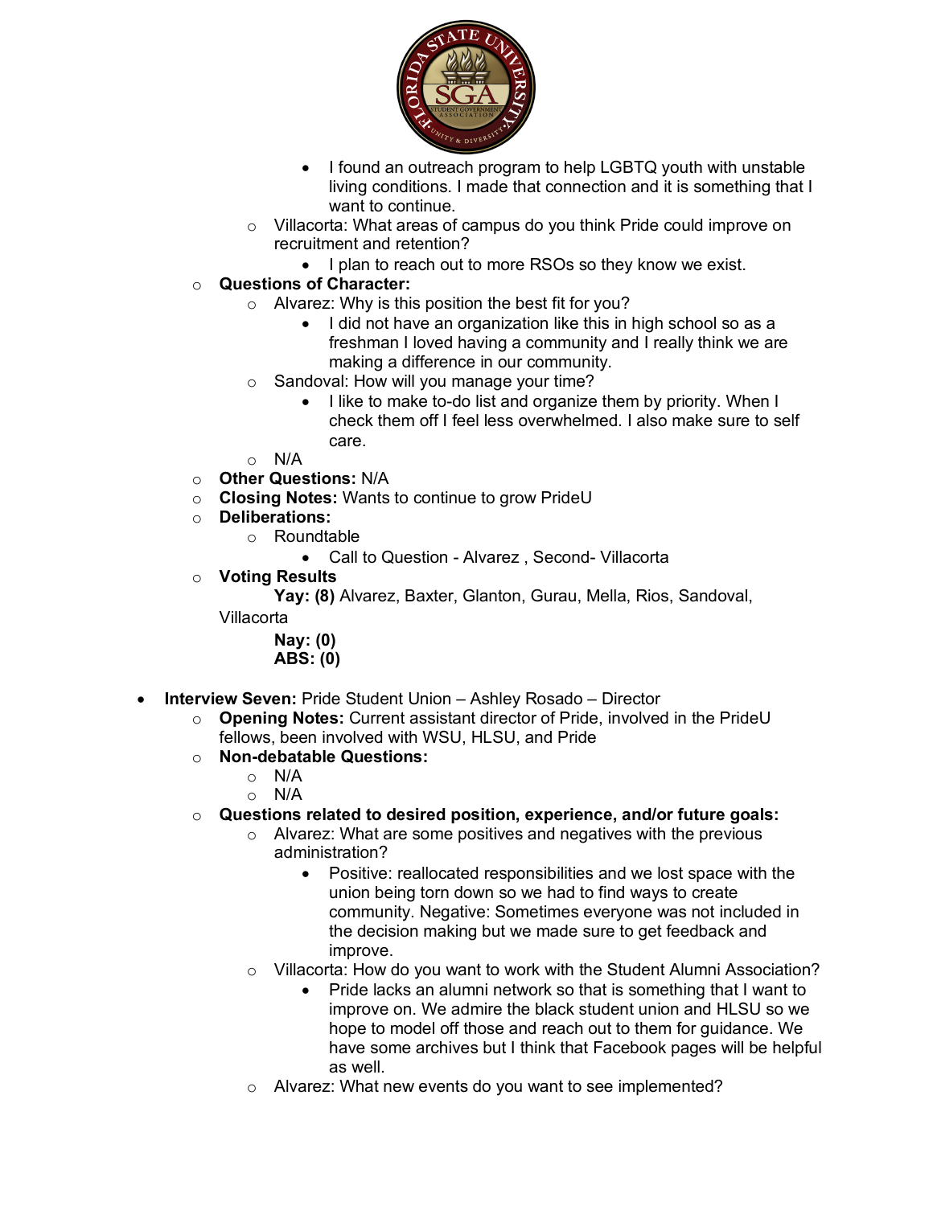- I found an outreach program to help LGBTQ youth with unstable living conditions. I made that connection and it is something that I want to continue.
  - Villacorta: What areas of campus do you think Pride could improve on recruitment and retention?
    - I plan to reach out to more RSOs so they know we exist.
- **Questions of Character:**
  - Alvarez: Why is this position the best fit for you?
    - I did not have an organization like this in high school so as a freshman I loved having a community and I really think we are making a difference in our community.
  - Sandoval: How will you manage your time?
    - I like to make to-do list and organize them by priority. When I check them off I feel less overwhelmed. I also make sure to self care.
  - N/A
- **Other Questions:** N/A
- **Closing Notes:** Wants to continue to grow PrideU
- **Deliberations:**
  - Roundtable
    - Call to Question - Alvarez , Second- Villacorta
- **Voting Results**

  **Yay: (8)** Alvarez, Baxter, Glanton, Gurau, Mella, Rios, Sandoval, Villacorta

  **Nay: (0)**

  **ABS: (0)**

- **Interview Seven:** Pride Student Union – Ashley Rosado – Director
  - **Opening Notes:** Current assistant director of Pride, involved in the PrideU fellows, been involved with WSU, HLSU, and Pride
  - **Non-debatable Questions:**
    - N/A
    - N/A
  - **Questions related to desired position, experience, and/or future goals:**
    - Alvarez: What are some positives and negatives with the previous administration?
      - Positive: reallocated responsibilities and we lost space with the union being torn down so we had to find ways to create community. Negative: Sometimes everyone was not included in the decision making but we made sure to get feedback and improve.
    - Villacorta: How do you want to work with the Student Alumni Association?
      - Pride lacks an alumni network so that is something that I want to improve on. We admire the black student union and HLSU so we hope to model off those and reach out to them for guidance. We have some archives but I think that Facebook pages will be helpful as well.
    - Alvarez: What new events do you want to see implemented?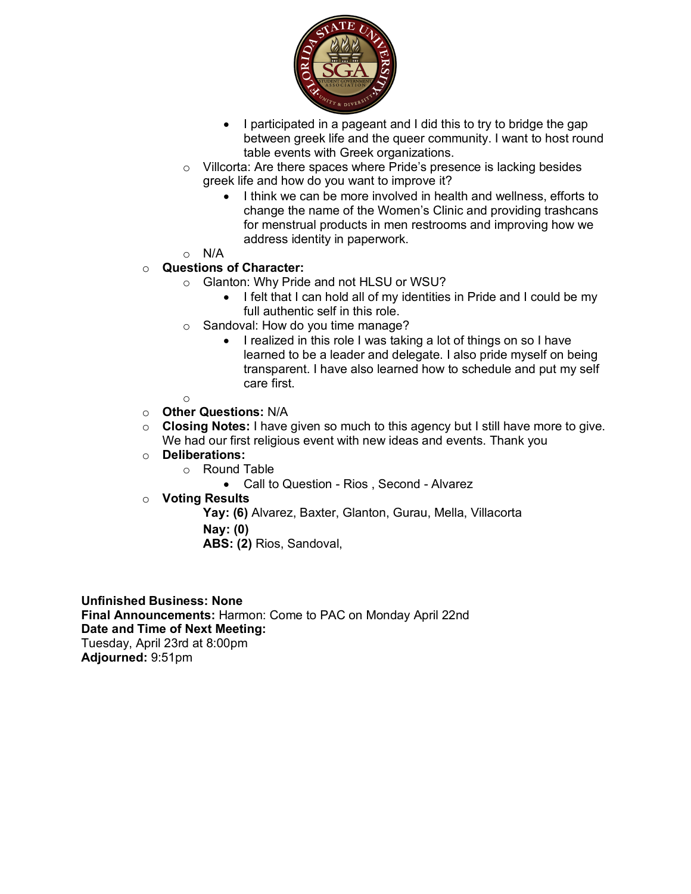- I participated in a pageant and I did this to try to bridge the gap between greek life and the queer community. I want to host round table events with Greek organizations.
  - Villcorta: Are there spaces where Pride's presence is lacking besides greek life and how do you want to improve it?
    - I think we can be more involved in health and wellness, efforts to change the name of the Women's Clinic and providing trashcans for menstrual products in men restrooms and improving how we address identity in paperwork.
  - N/A
- **Questions of Character:**
  - Glanton: Why Pride and not HLSU or WSU?
    - I felt that I can hold all of my identities in Pride and I could be my full authentic self in this role.
  - Sandoval: How do you time manage?
    - I realized in this role I was taking a lot of things on so I have learned to be a leader and delegate. I also pride myself on being transparent. I have also learned how to schedule and put my self care first.
  -
- **Other Questions:** N/A
- **Closing Notes:** I have given so much to this agency but I still have more to give. We had our first religious event with new ideas and events. Thank you
- **Deliberations:**
  - Round Table
    - Call to Question - Rios , Second - Alvarez
- **Voting Results**

  **Yay: (6)** Alvarez, Baxter, Glanton, Gurau, Mella, Villacorta

  **Nay: (0)**

  **ABS: (2)** Rios, Sandoval,

**Unfinished Business: None**

**Final Announcements:** Harmon: Come to PAC on Monday April 22nd

**Date and Time of Next Meeting:**

Tuesday, April 23rd at 8:00pm

**Adjourned:** 9:51pm